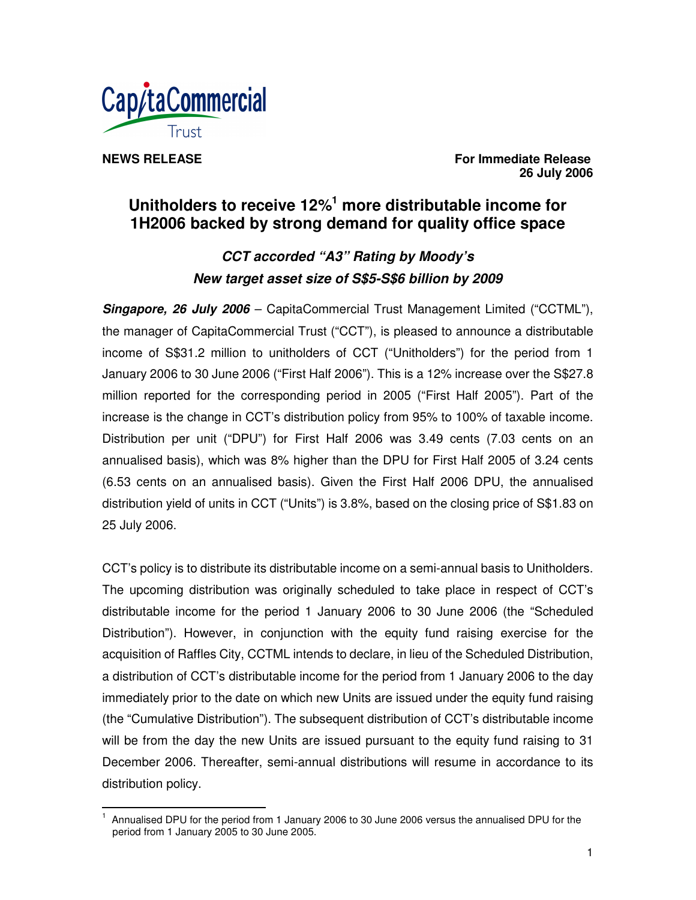**NEWS RELEASE**

**For Immediate Release**
**26 July 2006**

# Unitholders to receive 12%[1] more distributable income for 1H2006 backed by strong demand for quality office space

## *CCT accorded "A3" Rating by Moody's*
## *New target asset size of S$5-S$6 billion by 2009*

***Singapore, 26 July 2006*** – CapitaCommercial Trust Management Limited ("CCTML"), the manager of CapitaCommercial Trust ("CCT"), is pleased to announce a distributable income of S$31.2 million to unitholders of CCT ("Unitholders") for the period from 1 January 2006 to 30 June 2006 ("First Half 2006"). This is a 12% increase over the S$27.8 million reported for the corresponding period in 2005 ("First Half 2005"). Part of the increase is the change in CCT's distribution policy from 95% to 100% of taxable income. Distribution per unit ("DPU") for First Half 2006 was 3.49 cents (7.03 cents on an annualised basis), which was 8% higher than the DPU for First Half 2005 of 3.24 cents (6.53 cents on an annualised basis). Given the First Half 2006 DPU, the annualised distribution yield of units in CCT ("Units") is 3.8%, based on the closing price of S$1.83 on 25 July 2006.

CCT's policy is to distribute its distributable income on a semi-annual basis to Unitholders. The upcoming distribution was originally scheduled to take place in respect of CCT's distributable income for the period 1 January 2006 to 30 June 2006 (the "Scheduled Distribution"). However, in conjunction with the equity fund raising exercise for the acquisition of Raffles City, CCTML intends to declare, in lieu of the Scheduled Distribution, a distribution of CCT's distributable income for the period from 1 January 2006 to the day immediately prior to the date on which new Units are issued under the equity fund raising (the "Cumulative Distribution"). The subsequent distribution of CCT's distributable income will be from the day the new Units are issued pursuant to the equity fund raising to 31 December 2006. Thereafter, semi-annual distributions will resume in accordance to its distribution policy.

---

[1] Annualised DPU for the period from 1 January 2006 to 30 June 2006 versus the annualised DPU for the period from 1 January 2005 to 30 June 2005.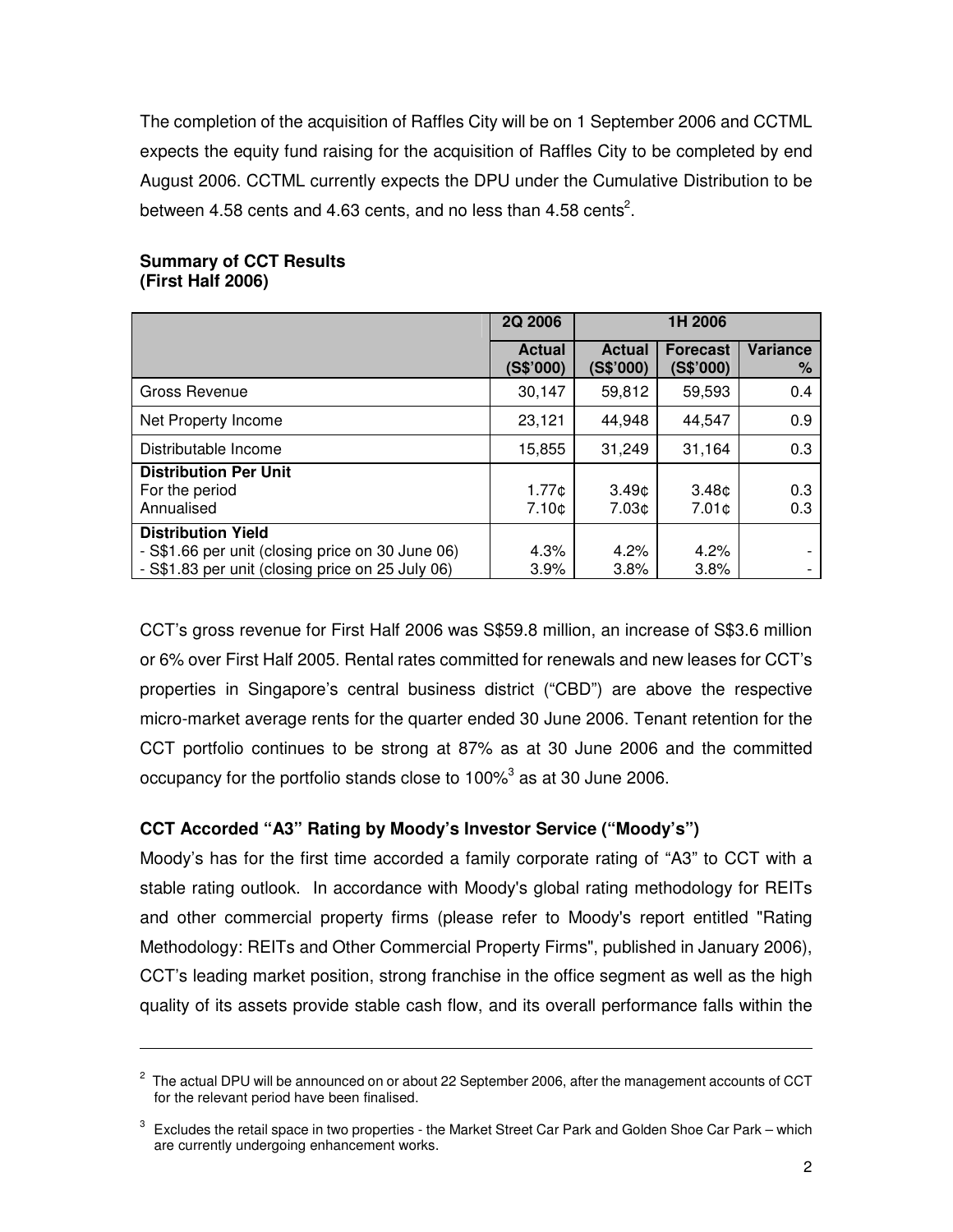The completion of the acquisition of Raffles City will be on 1 September 2006 and CCTML expects the equity fund raising for the acquisition of Raffles City to be completed by end August 2006. CCTML currently expects the DPU under the Cumulative Distribution to be between 4.58 cents and 4.63 cents, and no less than 4.58 cents[2].

**Summary of CCT Results**
**(First Half 2006)**

| | 2Q 2006 | 1H 2006 | | |
|---|---|---|---|---|
| | **Actual (S$'000)** | **Actual (S$'000)** | **Forecast (S$'000)** | **Variance %** |
| Gross Revenue | 30,147 | 59,812 | 59,593 | 0.4 |
| Net Property Income | 23,121 | 44,948 | 44,547 | 0.9 |
| Distributable Income | 15,855 | 31,249 | 31,164 | 0.3 |
| **Distribution Per Unit** | | | | |
| For the period | 1.77¢ | 3.49¢ | 3.48¢ | 0.3 |
| Annualised | 7.10¢ | 7.03¢ | 7.01¢ | 0.3 |
| **Distribution Yield** | | | | |
| - S$1.66 per unit (closing price on 30 June 06) | 4.3% | 4.2% | 4.2% | - |
| - S$1.83 per unit (closing price on 25 July 06) | 3.9% | 3.8% | 3.8% | - |

CCT's gross revenue for First Half 2006 was S$59.8 million, an increase of S$3.6 million or 6% over First Half 2005. Rental rates committed for renewals and new leases for CCT's properties in Singapore's central business district ("CBD") are above the respective micro-market average rents for the quarter ended 30 June 2006. Tenant retention for the CCT portfolio continues to be strong at 87% as at 30 June 2006 and the committed occupancy for the portfolio stands close to 100%[3] as at 30 June 2006.

### CCT Accorded "A3" Rating by Moody's Investor Service ("Moody's")

Moody's has for the first time accorded a family corporate rating of "A3" to CCT with a stable rating outlook. In accordance with Moody's global rating methodology for REITs and other commercial property firms (please refer to Moody's report entitled "Rating Methodology: REITs and Other Commercial Property Firms", published in January 2006), CCT's leading market position, strong franchise in the office segment as well as the high quality of its assets provide stable cash flow, and its overall performance falls within the

---

[2] The actual DPU will be announced on or about 22 September 2006, after the management accounts of CCT for the relevant period have been finalised.

[3] Excludes the retail space in two properties - the Market Street Car Park and Golden Shoe Car Park – which are currently undergoing enhancement works.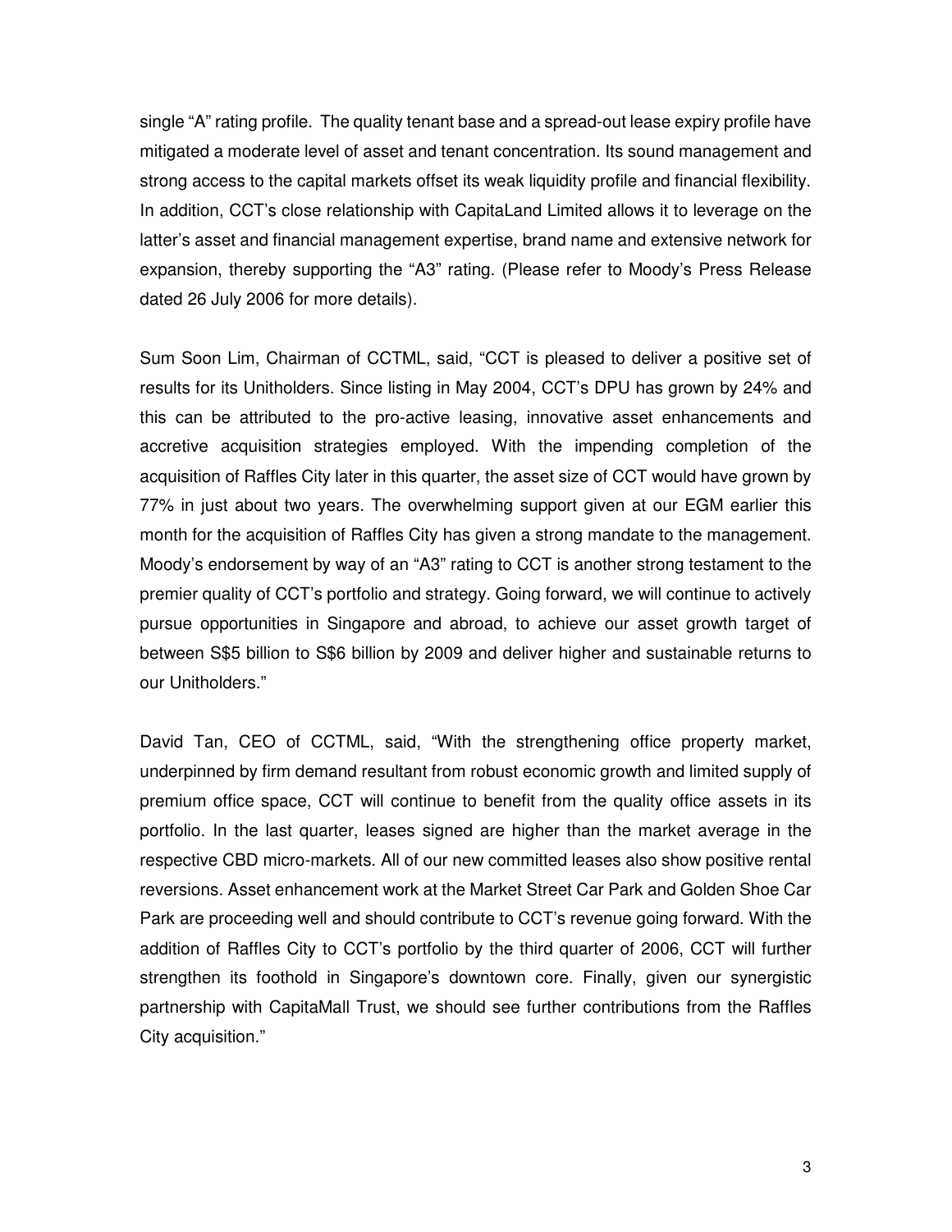single "A" rating profile. The quality tenant base and a spread-out lease expiry profile have mitigated a moderate level of asset and tenant concentration. Its sound management and strong access to the capital markets offset its weak liquidity profile and financial flexibility. In addition, CCT's close relationship with CapitaLand Limited allows it to leverage on the latter's asset and financial management expertise, brand name and extensive network for expansion, thereby supporting the "A3" rating. (Please refer to Moody's Press Release dated 26 July 2006 for more details).

Sum Soon Lim, Chairman of CCTML, said, "CCT is pleased to deliver a positive set of results for its Unitholders. Since listing in May 2004, CCT's DPU has grown by 24% and this can be attributed to the pro-active leasing, innovative asset enhancements and accretive acquisition strategies employed. With the impending completion of the acquisition of Raffles City later in this quarter, the asset size of CCT would have grown by 77% in just about two years. The overwhelming support given at our EGM earlier this month for the acquisition of Raffles City has given a strong mandate to the management. Moody's endorsement by way of an "A3" rating to CCT is another strong testament to the premier quality of CCT's portfolio and strategy. Going forward, we will continue to actively pursue opportunities in Singapore and abroad, to achieve our asset growth target of between S$5 billion to S$6 billion by 2009 and deliver higher and sustainable returns to our Unitholders."

David Tan, CEO of CCTML, said, "With the strengthening office property market, underpinned by firm demand resultant from robust economic growth and limited supply of premium office space, CCT will continue to benefit from the quality office assets in its portfolio. In the last quarter, leases signed are higher than the market average in the respective CBD micro-markets. All of our new committed leases also show positive rental reversions. Asset enhancement work at the Market Street Car Park and Golden Shoe Car Park are proceeding well and should contribute to CCT's revenue going forward. With the addition of Raffles City to CCT's portfolio by the third quarter of 2006, CCT will further strengthen its foothold in Singapore's downtown core. Finally, given our synergistic partnership with CapitaMall Trust, we should see further contributions from the Raffles City acquisition."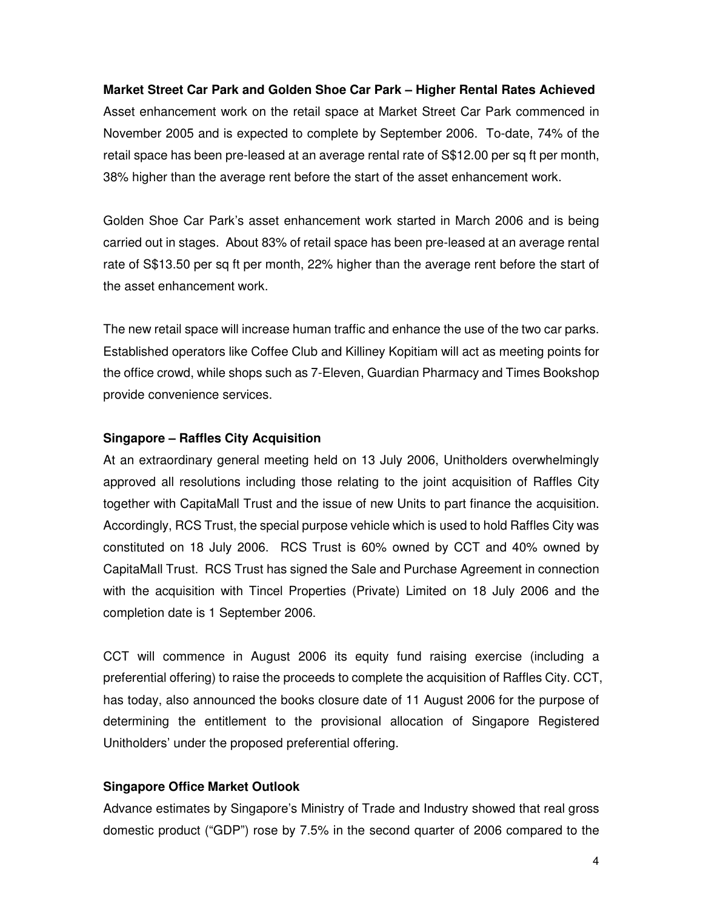**Market Street Car Park and Golden Shoe Car Park – Higher Rental Rates Achieved**

Asset enhancement work on the retail space at Market Street Car Park commenced in November 2005 and is expected to complete by September 2006. To-date, 74% of the retail space has been pre-leased at an average rental rate of S$12.00 per sq ft per month, 38% higher than the average rent before the start of the asset enhancement work.

Golden Shoe Car Park's asset enhancement work started in March 2006 and is being carried out in stages. About 83% of retail space has been pre-leased at an average rental rate of S$13.50 per sq ft per month, 22% higher than the average rent before the start of the asset enhancement work.

The new retail space will increase human traffic and enhance the use of the two car parks. Established operators like Coffee Club and Killiney Kopitiam will act as meeting points for the office crowd, while shops such as 7-Eleven, Guardian Pharmacy and Times Bookshop provide convenience services.

**Singapore – Raffles City Acquisition**

At an extraordinary general meeting held on 13 July 2006, Unitholders overwhelmingly approved all resolutions including those relating to the joint acquisition of Raffles City together with CapitaMall Trust and the issue of new Units to part finance the acquisition. Accordingly, RCS Trust, the special purpose vehicle which is used to hold Raffles City was constituted on 18 July 2006. RCS Trust is 60% owned by CCT and 40% owned by CapitaMall Trust. RCS Trust has signed the Sale and Purchase Agreement in connection with the acquisition with Tincel Properties (Private) Limited on 18 July 2006 and the completion date is 1 September 2006.

CCT will commence in August 2006 its equity fund raising exercise (including a preferential offering) to raise the proceeds to complete the acquisition of Raffles City. CCT, has today, also announced the books closure date of 11 August 2006 for the purpose of determining the entitlement to the provisional allocation of Singapore Registered Unitholders' under the proposed preferential offering.

**Singapore Office Market Outlook**

Advance estimates by Singapore's Ministry of Trade and Industry showed that real gross domestic product ("GDP") rose by 7.5% in the second quarter of 2006 compared to the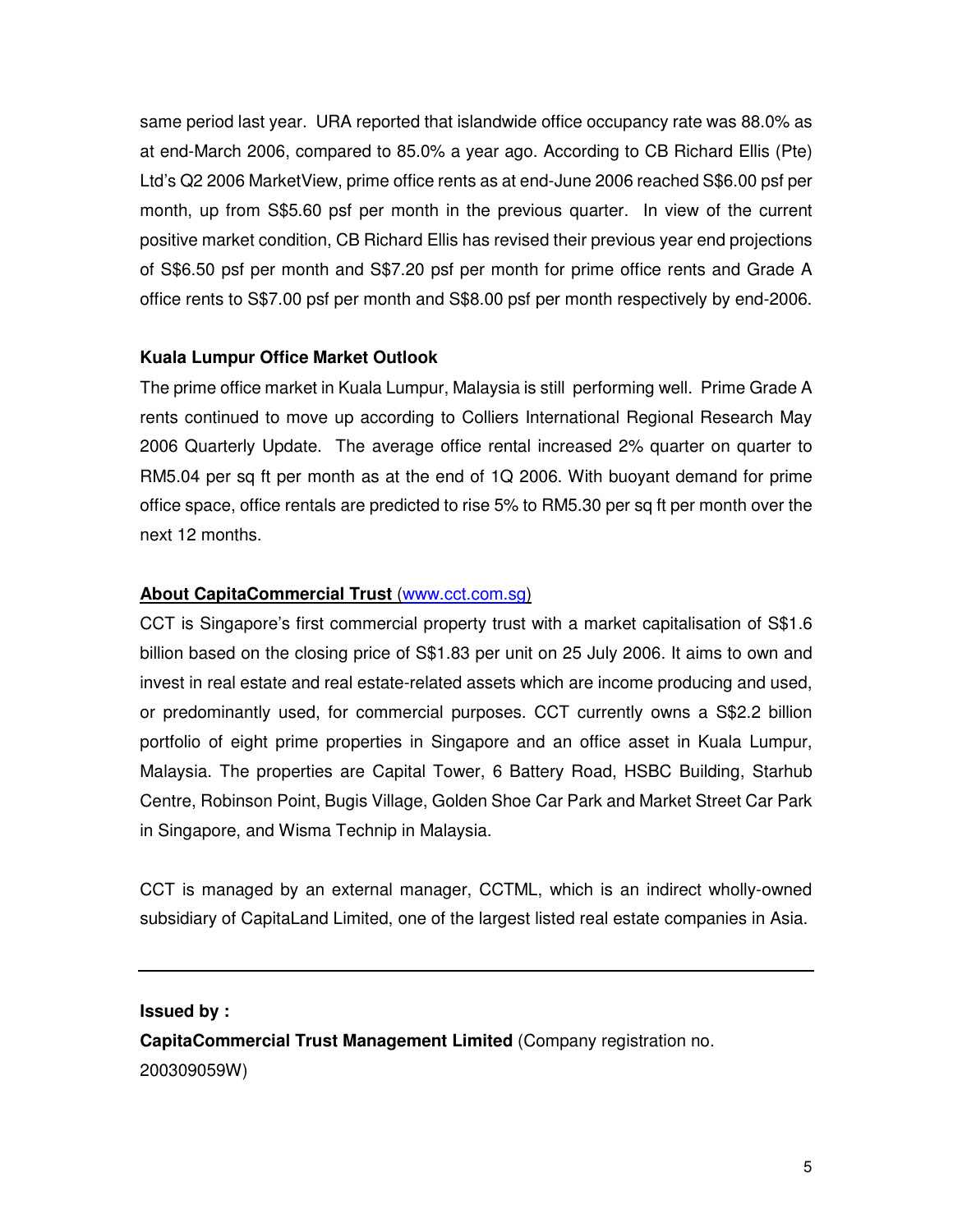same period last year. URA reported that islandwide office occupancy rate was 88.0% as at end-March 2006, compared to 85.0% a year ago. According to CB Richard Ellis (Pte) Ltd's Q2 2006 MarketView, prime office rents as at end-June 2006 reached S$6.00 psf per month, up from S$5.60 psf per month in the previous quarter. In view of the current positive market condition, CB Richard Ellis has revised their previous year end projections of S$6.50 psf per month and S$7.20 psf per month for prime office rents and Grade A office rents to S$7.00 psf per month and S$8.00 psf per month respectively by end-2006.

**Kuala Lumpur Office Market Outlook**

The prime office market in Kuala Lumpur, Malaysia is still performing well. Prime Grade A rents continued to move up according to Colliers International Regional Research May 2006 Quarterly Update. The average office rental increased 2% quarter on quarter to RM5.04 per sq ft per month as at the end of 1Q 2006. With buoyant demand for prime office space, office rentals are predicted to rise 5% to RM5.30 per sq ft per month over the next 12 months.

**About CapitaCommercial Trust** (www.cct.com.sg)

CCT is Singapore's first commercial property trust with a market capitalisation of S$1.6 billion based on the closing price of S$1.83 per unit on 25 July 2006. It aims to own and invest in real estate and real estate-related assets which are income producing and used, or predominantly used, for commercial purposes. CCT currently owns a S$2.2 billion portfolio of eight prime properties in Singapore and an office asset in Kuala Lumpur, Malaysia. The properties are Capital Tower, 6 Battery Road, HSBC Building, Starhub Centre, Robinson Point, Bugis Village, Golden Shoe Car Park and Market Street Car Park in Singapore, and Wisma Technip in Malaysia.

CCT is managed by an external manager, CCTML, which is an indirect wholly-owned subsidiary of CapitaLand Limited, one of the largest listed real estate companies in Asia.

---

**Issued by :**

**CapitaCommercial Trust Management Limited** (Company registration no. 200309059W)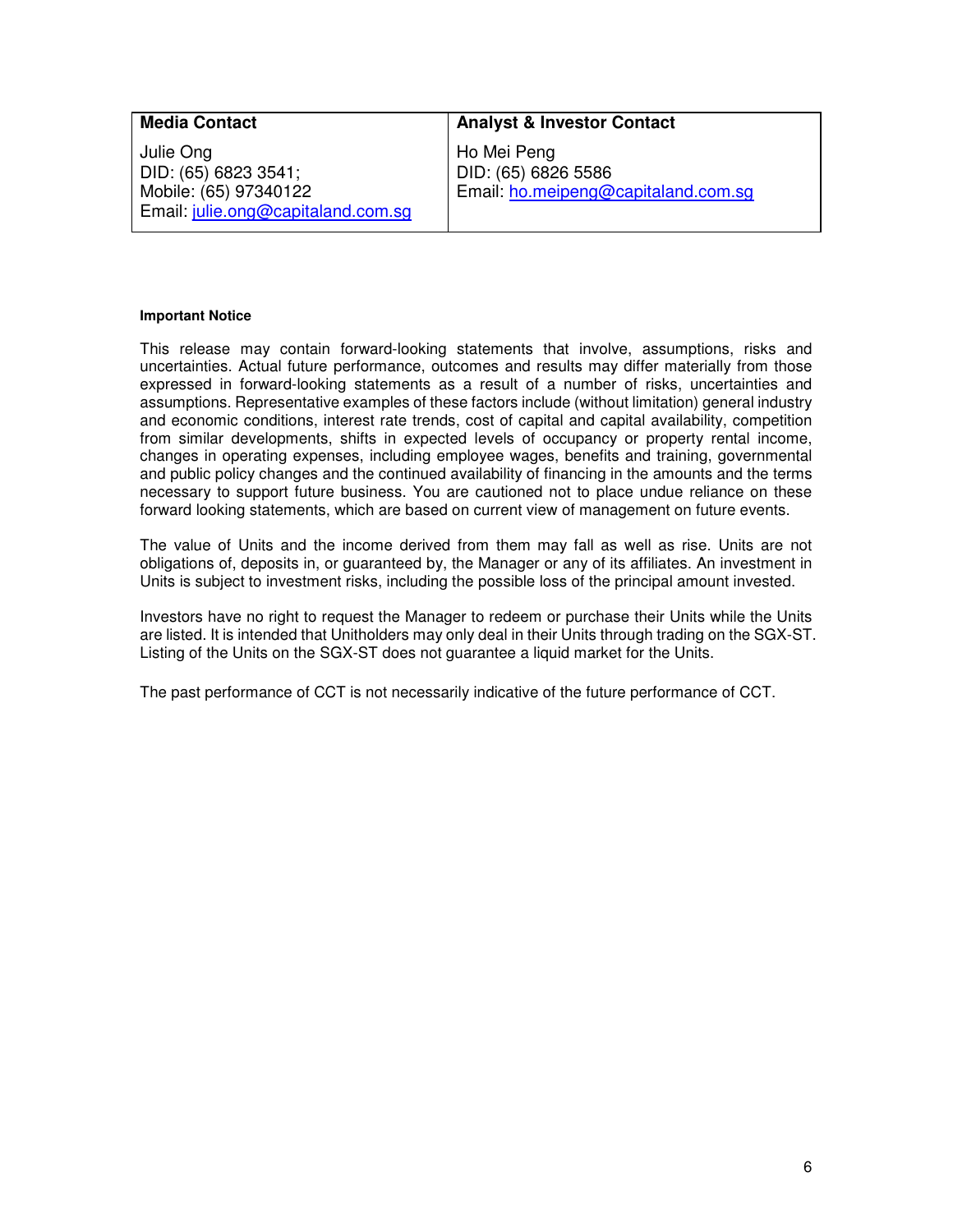| Media Contact | Analyst & Investor Contact |
|---|---|
| Julie Ong<br>DID: (65) 6823 3541;<br>Mobile: (65) 97340122<br>Email: julie.ong@capitaland.com.sg | Ho Mei Peng<br>DID: (65) 6826 5586<br>Email: ho.meipeng@capitaland.com.sg |

**Important Notice**

This release may contain forward-looking statements that involve, assumptions, risks and uncertainties. Actual future performance, outcomes and results may differ materially from those expressed in forward-looking statements as a result of a number of risks, uncertainties and assumptions. Representative examples of these factors include (without limitation) general industry and economic conditions, interest rate trends, cost of capital and capital availability, competition from similar developments, shifts in expected levels of occupancy or property rental income, changes in operating expenses, including employee wages, benefits and training, governmental and public policy changes and the continued availability of financing in the amounts and the terms necessary to support future business. You are cautioned not to place undue reliance on these forward looking statements, which are based on current view of management on future events.

The value of Units and the income derived from them may fall as well as rise. Units are not obligations of, deposits in, or guaranteed by, the Manager or any of its affiliates. An investment in Units is subject to investment risks, including the possible loss of the principal amount invested.

Investors have no right to request the Manager to redeem or purchase their Units while the Units are listed. It is intended that Unitholders may only deal in their Units through trading on the SGX-ST. Listing of the Units on the SGX-ST does not guarantee a liquid market for the Units.

The past performance of CCT is not necessarily indicative of the future performance of CCT.